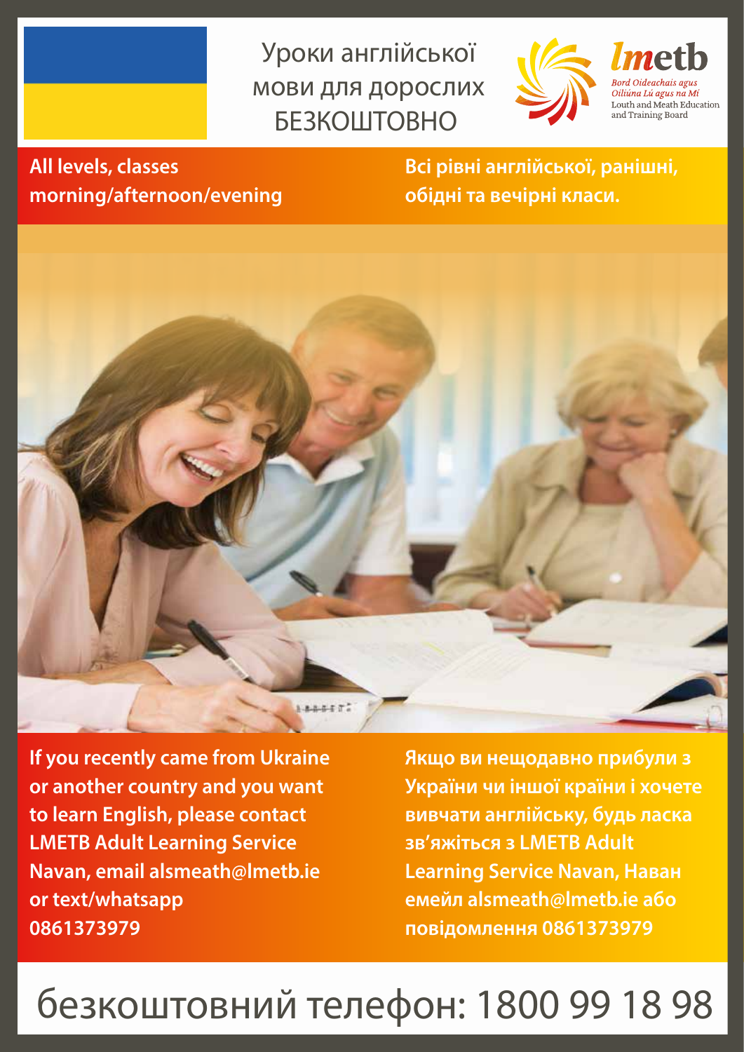# Уроки англійської мови для дорослих БЕЗКОШТОВНО

*lmetb*

*Bord Oideachais agus Oiliúna Lú agus na Mí*

Louth and Meath Education and Training Board

**All levels, classes morning/afternoon/evening**

**Всі рівні англійської, ранішні, обідні та вечірні класи.**

**If you recently came from Ukraine or another country and you want to learn English, please contact LMETB Adult Learning Service Navan, email alsmeath@lmetb.ie or text/whatsapp 0861373979**

**Якщо ви нещодавно прибули з України чи іншої країни і хочете вивчати англійську, будь ласка зв'яжіться з LMETB Adult Learning Service Navan, Наван емейл alsmeath@lmetb.ie або повідомлення 0861373979**

## безкоштовний телефон: 1800 99 18 98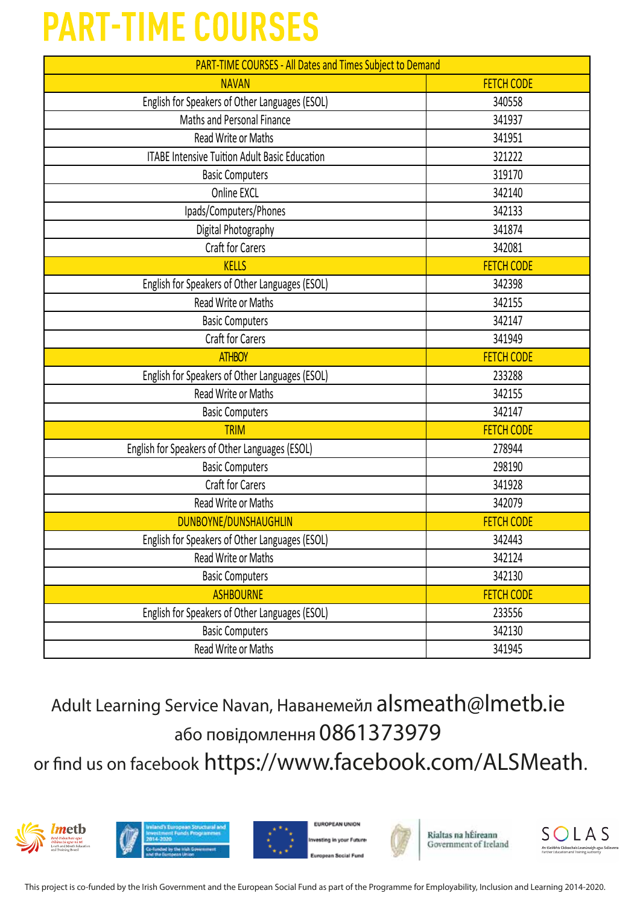# PART-TIME COURSES

| PART-TIME COURSES - All Dates and Times Subject to Demand | |
|---|---|
| **NAVAN** | **FETCH CODE** |
| English for Speakers of Other Languages (ESOL) | 340558 |
| Maths and Personal Finance | 341937 |
| Read Write or Maths | 341951 |
| ITABE Intensive Tuition Adult Basic Education | 321222 |
| Basic Computers | 319170 |
| Online EXCL | 342140 |
| Ipads/Computers/Phones | 342133 |
| Digital Photography | 341874 |
| Craft for Carers | 342081 |
| **KELLS** | **FETCH CODE** |
| English for Speakers of Other Languages (ESOL) | 342398 |
| Read Write or Maths | 342155 |
| Basic Computers | 342147 |
| Craft for Carers | 341949 |
| **ATHBOY** | **FETCH CODE** |
| English for Speakers of Other Languages (ESOL) | 233288 |
| Read Write or Maths | 342155 |
| Basic Computers | 342147 |
| **TRIM** | **FETCH CODE** |
| English for Speakers of Other Languages (ESOL) | 278944 |
| Basic Computers | 298190 |
| Craft for Carers | 341928 |
| Read Write or Maths | 342079 |
| **DUNBOYNE/DUNSHAUGHLIN** | **FETCH CODE** |
| English for Speakers of Other Languages (ESOL) | 342443 |
| Read Write or Maths | 342124 |
| Basic Computers | 342130 |
| **ASHBOURNE** | **FETCH CODE** |
| English for Speakers of Other Languages (ESOL) | 233556 |
| Basic Computers | 342130 |
| Read Write or Maths | 341945 |

Adult Learning Service Navan, Наванемейл alsmeath@lmetb.ie
або повідомлення 0861373979
or find us on facebook https://www.facebook.com/ALSMeath.

This project is co-funded by the Irish Government and the European Social Fund as part of the Programme for Employability, Inclusion and Learning 2014-2020.